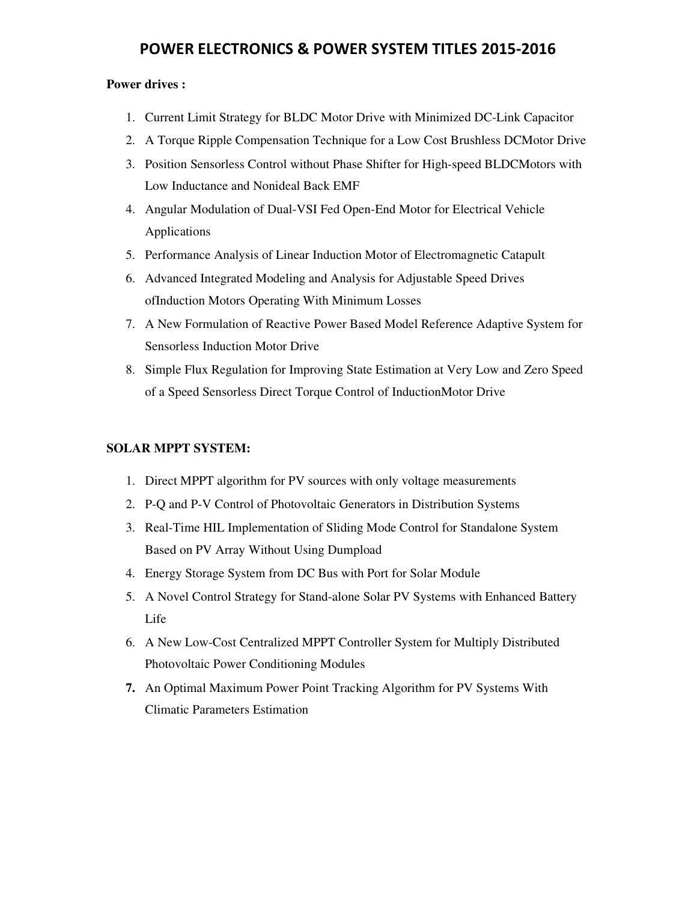# POWER ELECTRONICS & POWER SYSTEM TITLES 2015-2016

**Power drives :**

1. Current Limit Strategy for BLDC Motor Drive with Minimized DC-Link Capacitor
2. A Torque Ripple Compensation Technique for a Low Cost Brushless DCMotor Drive
3. Position Sensorless Control without Phase Shifter for High-speed BLDCMotors with Low Inductance and Nonideal Back EMF
4. Angular Modulation of Dual-VSI Fed Open-End Motor for Electrical Vehicle Applications
5. Performance Analysis of Linear Induction Motor of Electromagnetic Catapult
6. Advanced Integrated Modeling and Analysis for Adjustable Speed Drives ofInduction Motors Operating With Minimum Losses
7. A New Formulation of Reactive Power Based Model Reference Adaptive System for Sensorless Induction Motor Drive
8. Simple Flux Regulation for Improving State Estimation at Very Low and Zero Speed of a Speed Sensorless Direct Torque Control of InductionMotor Drive

**SOLAR MPPT SYSTEM:**

1. Direct MPPT algorithm for PV sources with only voltage measurements
2. P-Q and P-V Control of Photovoltaic Generators in Distribution Systems
3. Real-Time HIL Implementation of Sliding Mode Control for Standalone System Based on PV Array Without Using Dumpload
4. Energy Storage System from DC Bus with Port for Solar Module
5. A Novel Control Strategy for Stand-alone Solar PV Systems with Enhanced Battery Life
6. A New Low-Cost Centralized MPPT Controller System for Multiply Distributed Photovoltaic Power Conditioning Modules
7. An Optimal Maximum Power Point Tracking Algorithm for PV Systems With Climatic Parameters Estimation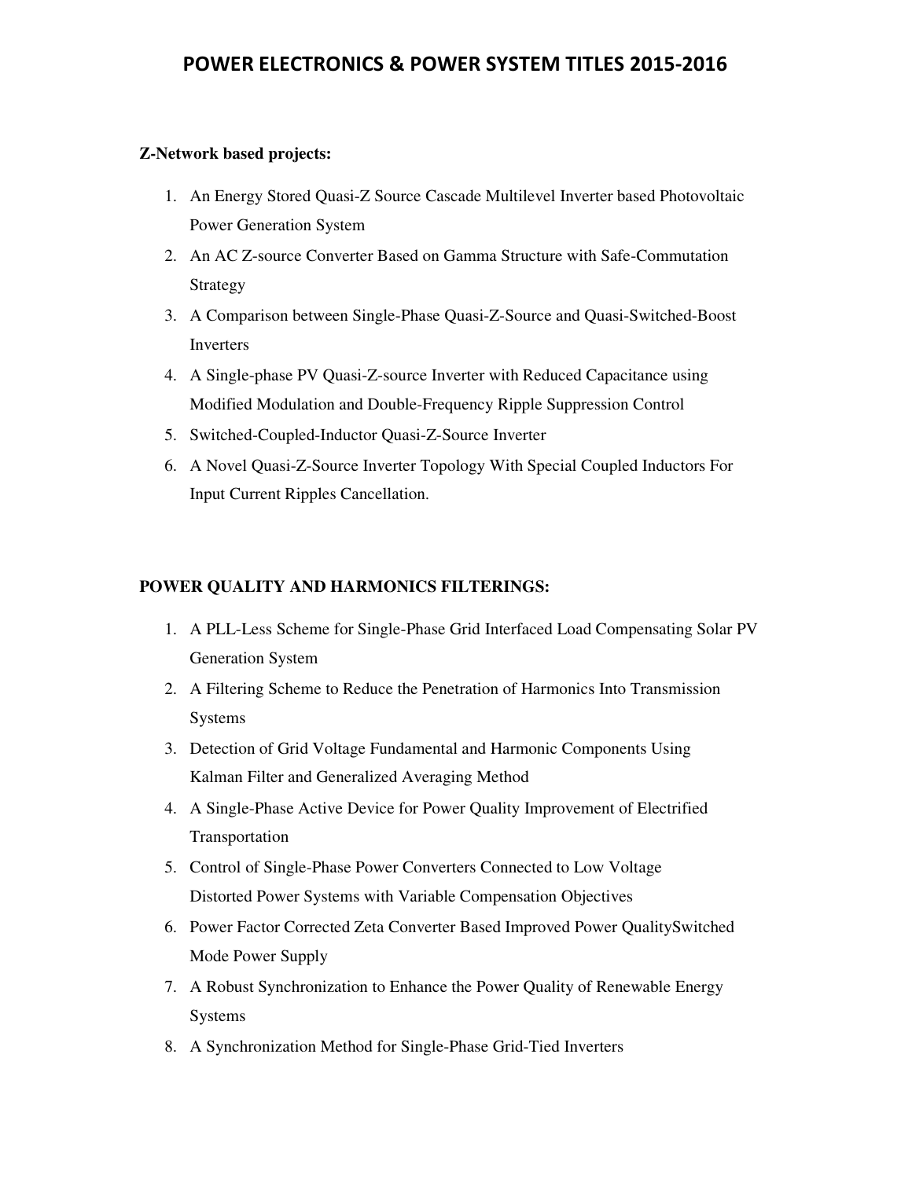# POWER ELECTRONICS & POWER SYSTEM TITLES 2015-2016

**Z-Network based projects:**

1. An Energy Stored Quasi-Z Source Cascade Multilevel Inverter based Photovoltaic Power Generation System
2. An AC Z-source Converter Based on Gamma Structure with Safe-Commutation Strategy
3. A Comparison between Single-Phase Quasi-Z-Source and Quasi-Switched-Boost Inverters
4. A Single-phase PV Quasi-Z-source Inverter with Reduced Capacitance using Modified Modulation and Double-Frequency Ripple Suppression Control
5. Switched-Coupled-Inductor Quasi-Z-Source Inverter
6. A Novel Quasi-Z-Source Inverter Topology With Special Coupled Inductors For Input Current Ripples Cancellation.

**POWER QUALITY AND HARMONICS FILTERINGS:**

1. A PLL-Less Scheme for Single-Phase Grid Interfaced Load Compensating Solar PV Generation System
2. A Filtering Scheme to Reduce the Penetration of Harmonics Into Transmission Systems
3. Detection of Grid Voltage Fundamental and Harmonic Components Using Kalman Filter and Generalized Averaging Method
4. A Single-Phase Active Device for Power Quality Improvement of Electrified Transportation
5. Control of Single-Phase Power Converters Connected to Low Voltage Distorted Power Systems with Variable Compensation Objectives
6. Power Factor Corrected Zeta Converter Based Improved Power QualitySwitched Mode Power Supply
7. A Robust Synchronization to Enhance the Power Quality of Renewable Energy Systems
8. A Synchronization Method for Single-Phase Grid-Tied Inverters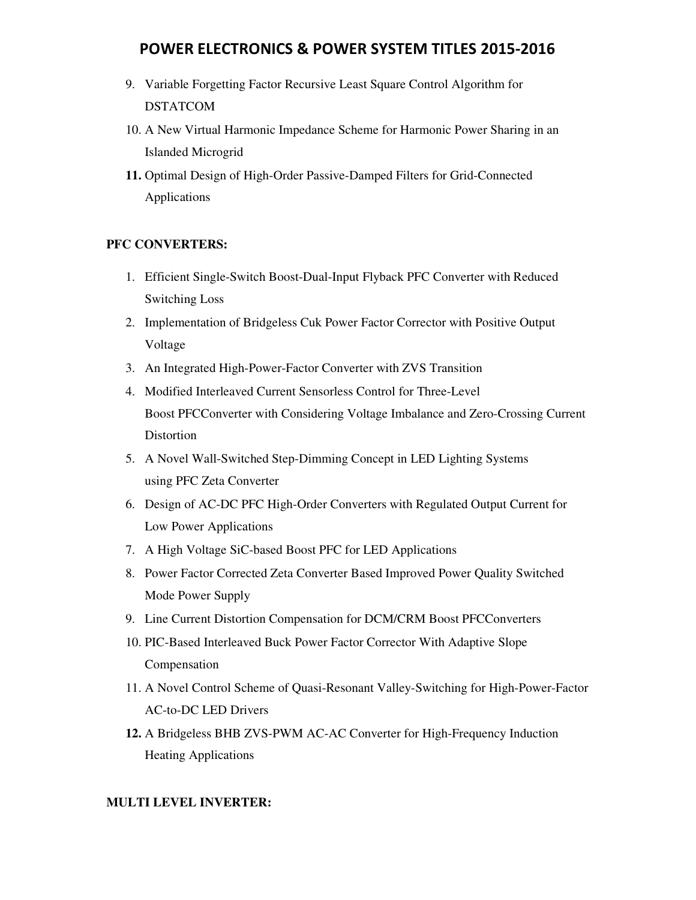9. Variable Forgetting Factor Recursive Least Square Control Algorithm for DSTATCOM
10. A New Virtual Harmonic Impedance Scheme for Harmonic Power Sharing in an Islanded Microgrid
11. Optimal Design of High-Order Passive-Damped Filters for Grid-Connected Applications

**PFC CONVERTERS:**

1. Efficient Single-Switch Boost-Dual-Input Flyback PFC Converter with Reduced Switching Loss
2. Implementation of Bridgeless Cuk Power Factor Corrector with Positive Output Voltage
3. An Integrated High-Power-Factor Converter with ZVS Transition
4. Modified Interleaved Current Sensorless Control for Three-Level Boost PFCConverter with Considering Voltage Imbalance and Zero-Crossing Current Distortion
5. A Novel Wall-Switched Step-Dimming Concept in LED Lighting Systems using PFC Zeta Converter
6. Design of AC-DC PFC High-Order Converters with Regulated Output Current for Low Power Applications
7. A High Voltage SiC-based Boost PFC for LED Applications
8. Power Factor Corrected Zeta Converter Based Improved Power Quality Switched Mode Power Supply
9. Line Current Distortion Compensation for DCM/CRM Boost PFCConverters
10. PIC-Based Interleaved Buck Power Factor Corrector With Adaptive Slope Compensation
11. A Novel Control Scheme of Quasi-Resonant Valley-Switching for High-Power-Factor AC-to-DC LED Drivers
12. A Bridgeless BHB ZVS-PWM AC-AC Converter for High-Frequency Induction Heating Applications

**MULTI LEVEL INVERTER:**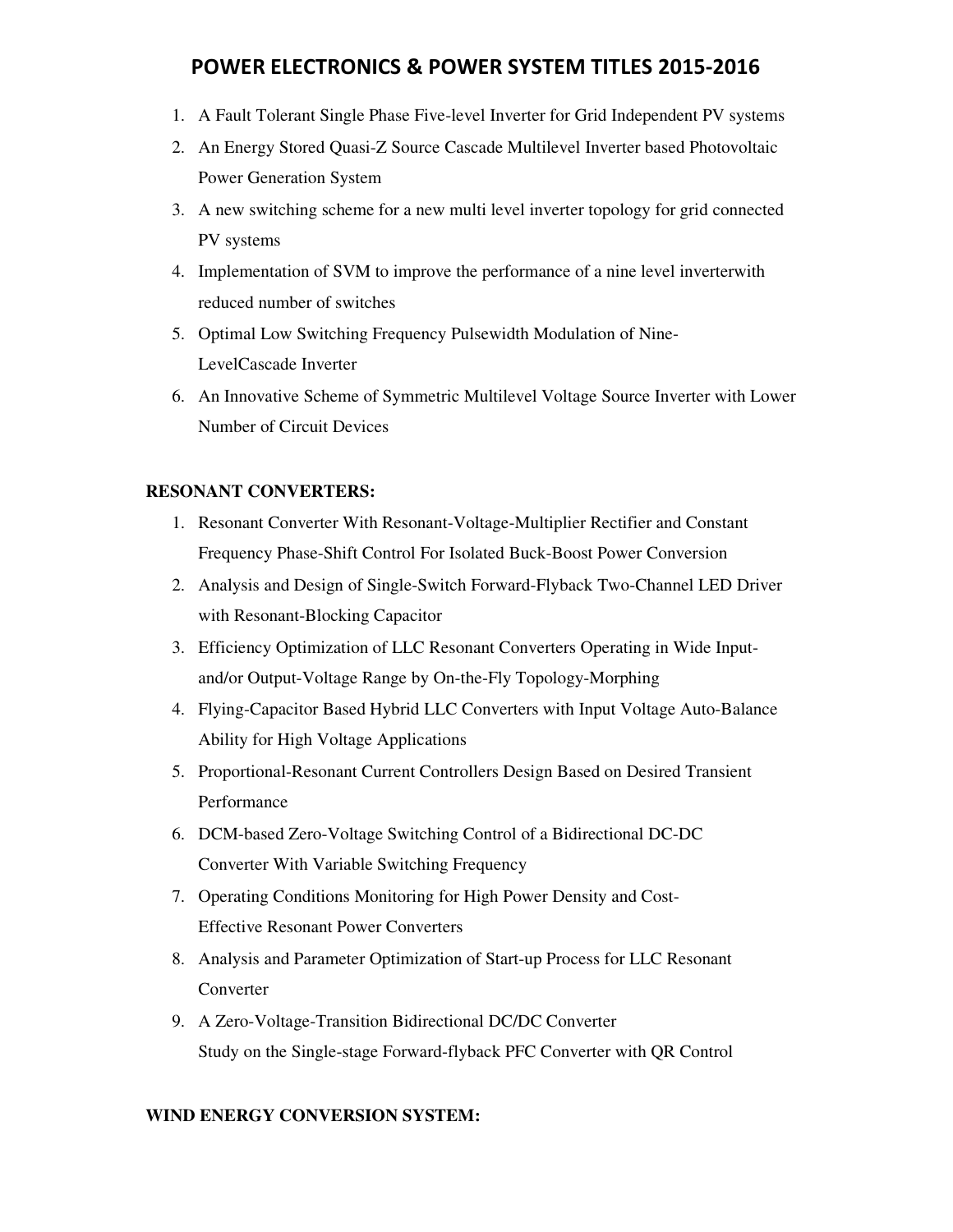# POWER ELECTRONICS & POWER SYSTEM TITLES 2015-2016

1. A Fault Tolerant Single Phase Five-level Inverter for Grid Independent PV systems
2. An Energy Stored Quasi-Z Source Cascade Multilevel Inverter based Photovoltaic Power Generation System
3. A new switching scheme for a new multi level inverter topology for grid connected PV systems
4. Implementation of SVM to improve the performance of a nine level inverterwith reduced number of switches
5. Optimal Low Switching Frequency Pulsewidth Modulation of Nine-LevelCascade Inverter
6. An Innovative Scheme of Symmetric Multilevel Voltage Source Inverter with Lower Number of Circuit Devices

**RESONANT CONVERTERS:**

1. Resonant Converter With Resonant-Voltage-Multiplier Rectifier and Constant Frequency Phase-Shift Control For Isolated Buck-Boost Power Conversion
2. Analysis and Design of Single-Switch Forward-Flyback Two-Channel LED Driver with Resonant-Blocking Capacitor
3. Efficiency Optimization of LLC Resonant Converters Operating in Wide Input-and/or Output-Voltage Range by On-the-Fly Topology-Morphing
4. Flying-Capacitor Based Hybrid LLC Converters with Input Voltage Auto-Balance Ability for High Voltage Applications
5. Proportional-Resonant Current Controllers Design Based on Desired Transient Performance
6. DCM-based Zero-Voltage Switching Control of a Bidirectional DC-DC Converter With Variable Switching Frequency
7. Operating Conditions Monitoring for High Power Density and Cost-Effective Resonant Power Converters
8. Analysis and Parameter Optimization of Start-up Process for LLC Resonant Converter
9. A Zero-Voltage-Transition Bidirectional DC/DC Converter
   Study on the Single-stage Forward-flyback PFC Converter with QR Control

**WIND ENERGY CONVERSION SYSTEM:**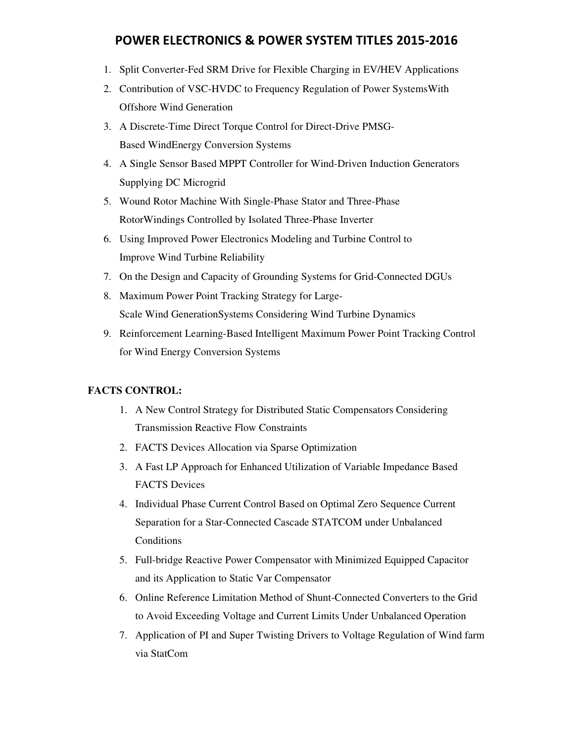# POWER ELECTRONICS & POWER SYSTEM TITLES 2015-2016

1. Split Converter-Fed SRM Drive for Flexible Charging in EV/HEV Applications
2. Contribution of VSC-HVDC to Frequency Regulation of Power SystemsWith Offshore Wind Generation
3. A Discrete-Time Direct Torque Control for Direct-Drive PMSG-Based WindEnergy Conversion Systems
4. A Single Sensor Based MPPT Controller for Wind-Driven Induction Generators Supplying DC Microgrid
5. Wound Rotor Machine With Single-Phase Stator and Three-Phase RotorWindings Controlled by Isolated Three-Phase Inverter
6. Using Improved Power Electronics Modeling and Turbine Control to Improve Wind Turbine Reliability
7. On the Design and Capacity of Grounding Systems for Grid-Connected DGUs
8. Maximum Power Point Tracking Strategy for Large-Scale Wind GenerationSystems Considering Wind Turbine Dynamics
9. Reinforcement Learning-Based Intelligent Maximum Power Point Tracking Control for Wind Energy Conversion Systems

**FACTS CONTROL:**

1. A New Control Strategy for Distributed Static Compensators Considering Transmission Reactive Flow Constraints
2. FACTS Devices Allocation via Sparse Optimization
3. A Fast LP Approach for Enhanced Utilization of Variable Impedance Based FACTS Devices
4. Individual Phase Current Control Based on Optimal Zero Sequence Current Separation for a Star-Connected Cascade STATCOM under Unbalanced Conditions
5. Full-bridge Reactive Power Compensator with Minimized Equipped Capacitor and its Application to Static Var Compensator
6. Online Reference Limitation Method of Shunt-Connected Converters to the Grid to Avoid Exceeding Voltage and Current Limits Under Unbalanced Operation
7. Application of PI and Super Twisting Drivers to Voltage Regulation of Wind farm via StatCom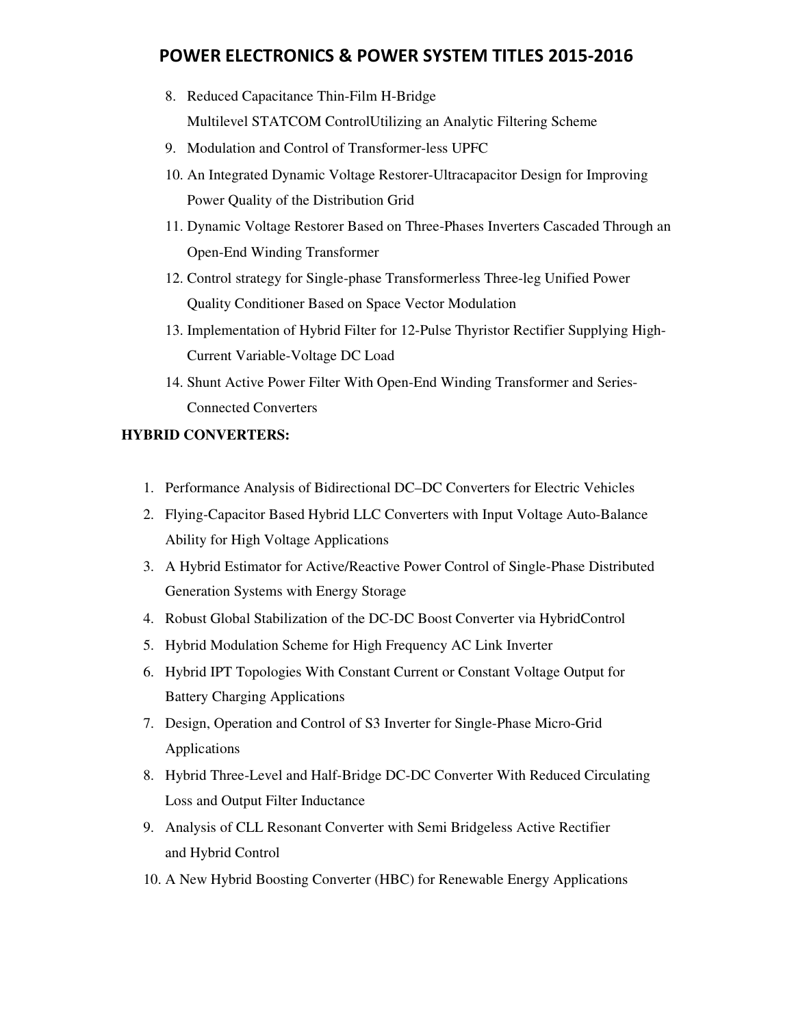8. Reduced Capacitance Thin-Film H-Bridge Multilevel STATCOM ControlUtilizing an Analytic Filtering Scheme
9. Modulation and Control of Transformer-less UPFC
10. An Integrated Dynamic Voltage Restorer-Ultracapacitor Design for Improving Power Quality of the Distribution Grid
11. Dynamic Voltage Restorer Based on Three-Phases Inverters Cascaded Through an Open-End Winding Transformer
12. Control strategy for Single-phase Transformerless Three-leg Unified Power Quality Conditioner Based on Space Vector Modulation
13. Implementation of Hybrid Filter for 12-Pulse Thyristor Rectifier Supplying High-Current Variable-Voltage DC Load
14. Shunt Active Power Filter With Open-End Winding Transformer and Series-Connected Converters

**HYBRID CONVERTERS:**

1. Performance Analysis of Bidirectional DC–DC Converters for Electric Vehicles
2. Flying-Capacitor Based Hybrid LLC Converters with Input Voltage Auto-Balance Ability for High Voltage Applications
3. A Hybrid Estimator for Active/Reactive Power Control of Single-Phase Distributed Generation Systems with Energy Storage
4. Robust Global Stabilization of the DC-DC Boost Converter via HybridControl
5. Hybrid Modulation Scheme for High Frequency AC Link Inverter
6. Hybrid IPT Topologies With Constant Current or Constant Voltage Output for Battery Charging Applications
7. Design, Operation and Control of S3 Inverter for Single-Phase Micro-Grid Applications
8. Hybrid Three-Level and Half-Bridge DC-DC Converter With Reduced Circulating Loss and Output Filter Inductance
9. Analysis of CLL Resonant Converter with Semi Bridgeless Active Rectifier and Hybrid Control
10. A New Hybrid Boosting Converter (HBC) for Renewable Energy Applications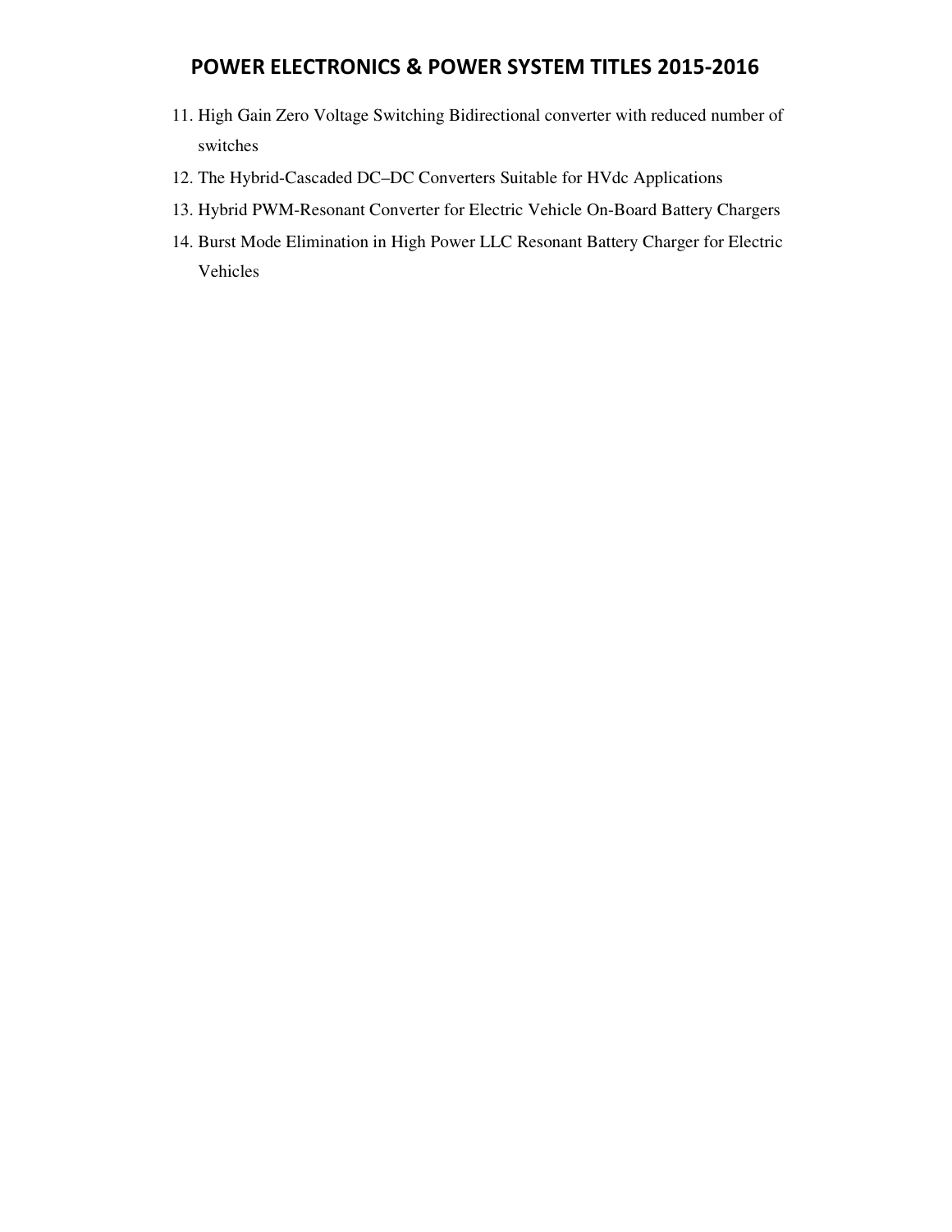11. High Gain Zero Voltage Switching Bidirectional converter with reduced number of switches
12. The Hybrid-Cascaded DC–DC Converters Suitable for HVdc Applications
13. Hybrid PWM-Resonant Converter for Electric Vehicle On-Board Battery Chargers
14. Burst Mode Elimination in High Power LLC Resonant Battery Charger for Electric Vehicles